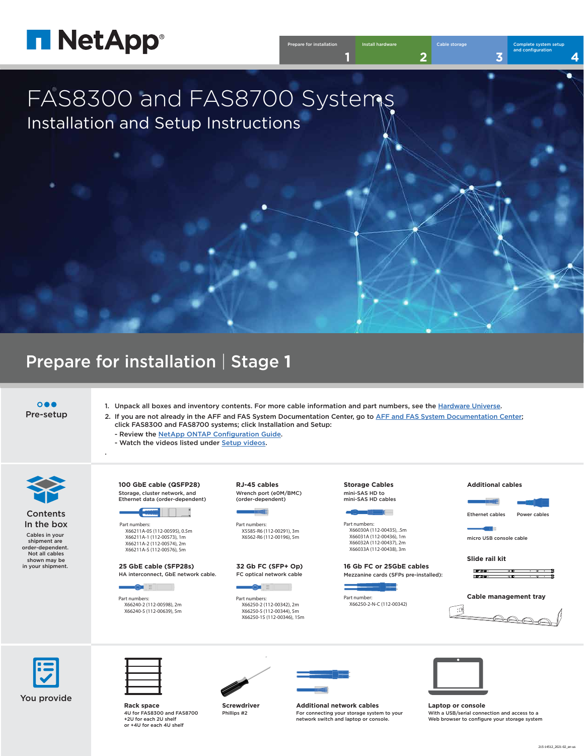# FAS8300 and FAS8700 Systems

## Installation and Setup Instructions

Prepare for installation 1 | Install hardware 2 | Cable storage 3 | Complete system setup and configuration 4

## Prepare for installation | Stage 1

### Pre-setup

1. Unpack all boxes and inventory contents. For more cable information and part numbers, see the Hardware Universe.
2. If you are not already in the AFF and FAS System Documentation Center, go to AFF and FAS System Documentation Center; click FAS8300 and FAS8700 systems; click Installation and Setup:
   - Review the NetApp ONTAP Configuration Guide.
   - Watch the videos listed under Setup videos.

### Contents In the box

Cables in your shipment are order-dependent. Not all cables shown may be in your shipment.

**100 GbE cable (QSFP28)**
Storage, cluster network, and Ethernet data (order-dependent)

Part numbers:
- X66211A-05 (112-00595), 0.5m
- X66211A-1 (112-00573), 1m
- X66211A-2 (112-00574), 2m
- X66211A-5 (112-00576), 5m

**RJ-45 cables**
Wrench port (e0M/BMC) (order-dependent)

Part numbers:
- X5585-R6 (112-00291), 3m
- X6562-R6 (112-00196), 5m

**Storage Cables**
mini-SAS HD to mini-SAS HD cables

Part numbers:
- X66030A (112-00435), .5m
- X66031A (112-00436), 1m
- X66032A (112-00437), 2m
- X66033A (112-00438), 3m

**Additional cables**
- Ethernet cables
- Power cables
- micro USB console cable

**25 GbE cable (SFP28s)**
HA interconnect, GbE network cable.

Part numbers:
- X66240-2 (112-00598), 2m
- X66240-5 (112-00639), 5m

**32 Gb FC (SFP+ Op)**
FC optical network cable

Part numbers:
- X66250-2 (112-00342), 2m
- X66250-5 (112-00344), 5m
- X66250-15 (112-00346), 15m

**16 Gb FC or 25GbE cables**
Mezzanine cards (SFPs pre-installed):

Part number:
- X66250-2-N-C (112-00342)

**Slide rail kit**

**Cable management tray**

### You provide

**Rack space**
4U for FAS8300 and FAS8700
+2U for each 2U shelf
or +4U for each 4U shelf

**Screwdriver**
Phillips #2

**Additional network cables**
For connecting your storage system to your network switch and laptop or console.

**Laptop or console**
With a USB/serial connection and access to a Web browser to configure your storage system

215-14512_2021-02_en-us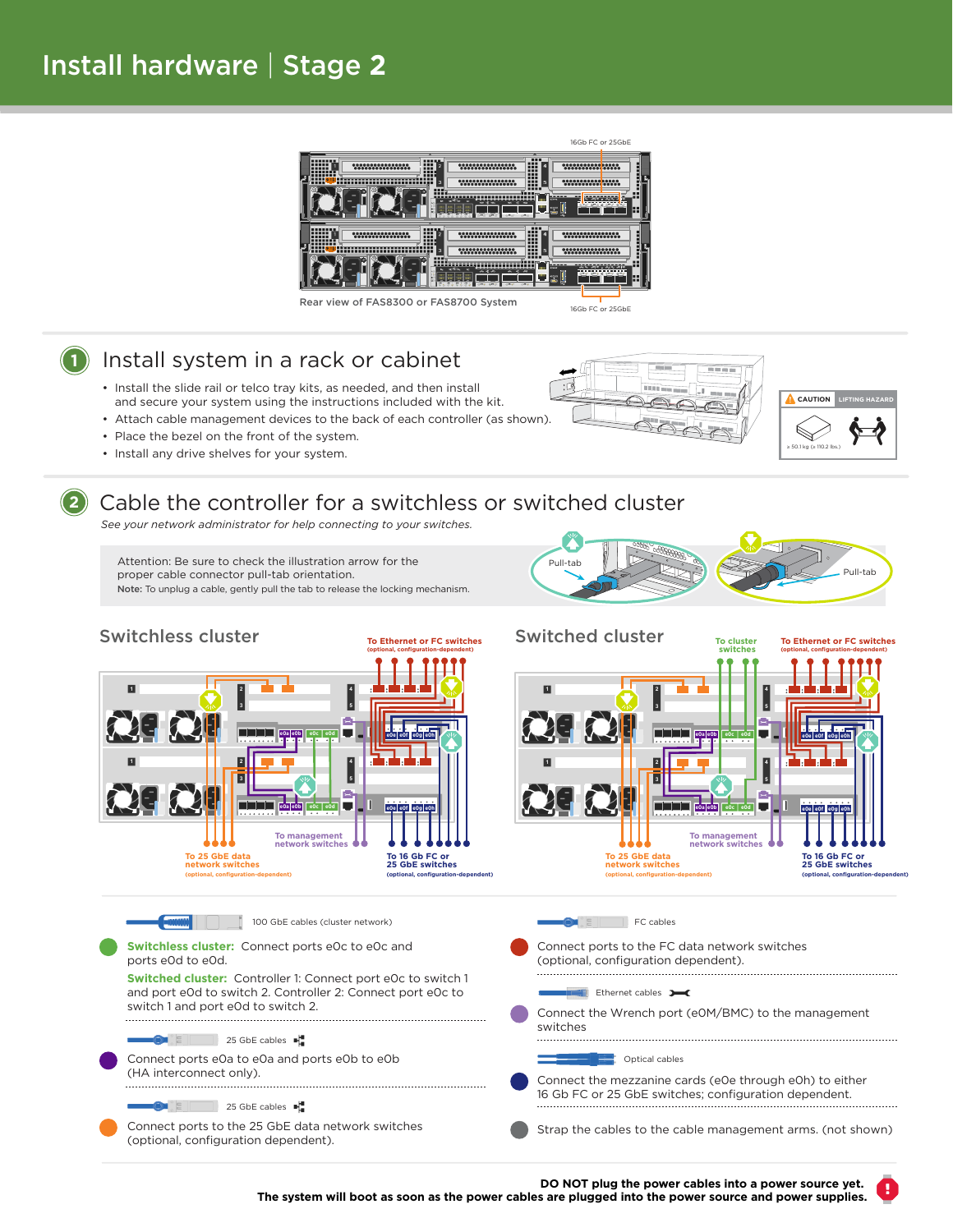# Install hardware | Stage 2

16Gb FC or 25GbE

Rear view of FAS8300 or FAS8700 System

16Gb FC or 25GbE

## 1 Install system in a rack or cabinet

- Install the slide rail or telco tray kits, as needed, and then install and secure your system using the instructions included with the kit.
- Attach cable management devices to the back of each controller (as shown).
- Place the bezel on the front of the system.
- Install any drive shelves for your system.

CAUTION LIFTING HAZARD

≥ 50.1 kg (≥ 110.2 lbs.)

## 2 Cable the controller for a switchless or switched cluster

*See your network administrator for help connecting to your switches.*

Attention: Be sure to check the illustration arrow for the the proper cable connector pull-tab orientation.
**Note:** To unplug a cable, gently pull the tab to release the locking mechanism.

Pull-tab

Pull-tab

### Switchless cluster

To Ethernet or FC switches
(optional, configuration-dependent)

To management network switches

To 25 GbE data network switches
(optional, configuration-dependent)

To 16 Gb FC or 25 GbE switches
(optional, configuration-dependent)

### Switched cluster

To cluster switches

To Ethernet or FC switches
(optional, configuration-dependent)

To management network switches

To 25 GbE data network switches
(optional, configuration-dependent)

To 16 Gb FC or 25 GbE switches
(optional, configuration-dependent)

100 GbE cables (cluster network)

**Switchless cluster:** Connect ports e0c to e0c and ports e0d to e0d.

**Switched cluster:** Controller 1: Connect port e0c to switch 1 and port e0d to switch 2. Controller 2: Connect port e0c to switch 1 and port e0d to switch 2.

25 GbE cables

Connect ports e0a to e0a and ports e0b to e0b (HA interconnect only).

25 GbE cables

Connect ports to the 25 GbE data network switches (optional, configuration dependent).

FC cables

Connect ports to the FC data network switches (optional, configuration dependent).

Ethernet cables

Connect the Wrench port (e0M/BMC) to the management switches

Optical cables

Connect the mezzanine cards (e0e through e0h) to either 16 Gb FC or 25 GbE switches; configuration dependent.

Strap the cables to the cable management arms. (not shown)

**DO NOT plug the power cables into a power source yet.**
**The system will boot as soon as the power cables are plugged into the power source and power supplies.**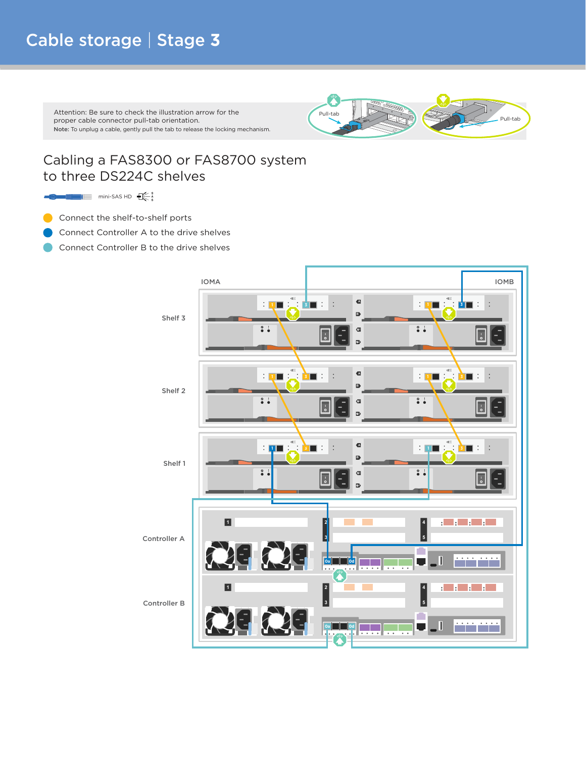# Cable storage | Stage 3

Attention: Be sure to check the illustration arrow for the proper cable connector pull-tab orientation.

**Note:** To unplug a cable, gently pull the tab to release the locking mechanism.

Pull-tab

Pull-tab

## Cabling a FAS8300 or FAS8700 system to three DS224C shelves

mini-SAS HD

- Connect the shelf-to-shelf ports
- Connect Controller A to the drive shelves
- Connect Controller B to the drive shelves

IOMA

IOMB

Shelf 3

Shelf 2

Shelf 1

Controller A

Controller B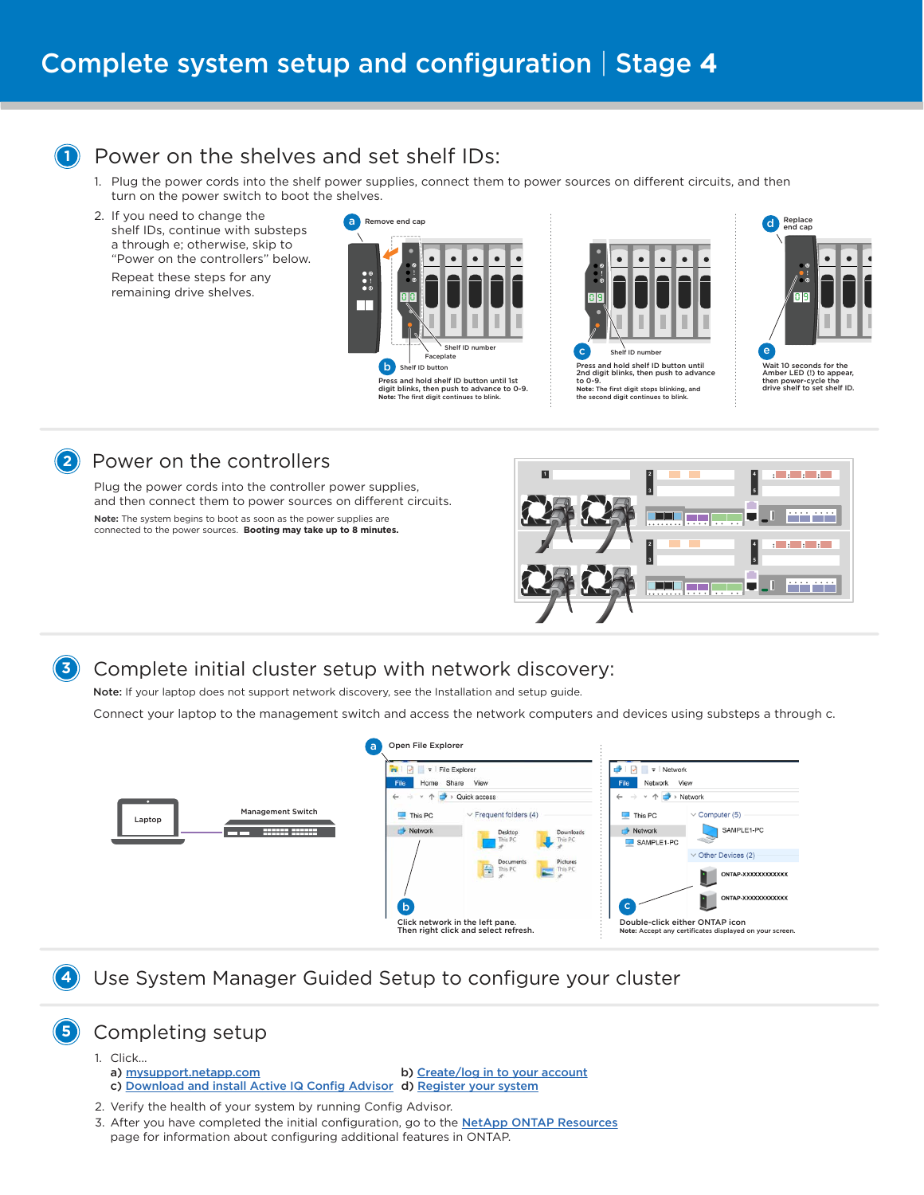# Complete system setup and configuration | Stage 4

## 1 Power on the shelves and set shelf IDs:

1. Plug the power cords into the shelf power supplies, connect them to power sources on different circuits, and then turn on the power switch to boot the shelves.
2. If you need to change the shelf IDs, continue with substeps a through e; otherwise, skip to "Power on the controllers" below.

   Repeat these steps for any remaining drive shelves.

a Remove end cap

Shelf ID number

Faceplate

b Shelf ID button

Press and hold shelf ID button until 1st digit blinks, then push to advance to 0-9.
**Note:** The first digit continues to blink.

Shelf ID number

c Press and hold shelf ID button until 2nd digit blinks, then push to advance to 0-9.
**Note:** The first digit stops blinking, and the second digit continues to blink.

d Replace end cap

e Wait 10 seconds for the Amber LED (!) to appear, then power-cycle the drive shelf to set shelf ID.

## 2 Power on the controllers

Plug the power cords into the controller power supplies, and then connect them to power sources on different circuits.

**Note:** The system begins to boot as soon as the power supplies are connected to the power sources. **Booting may take up to 8 minutes.**

## 3 Complete initial cluster setup with network discovery:

**Note:** If your laptop does not support network discovery, see the Installation and setup guide.

Connect your laptop to the management switch and access the network computers and devices using substeps a through c.

Laptop

Management Switch

a Open File Explorer

b Click network in the left pane. Then right click and select refresh.

c Double-click either ONTAP icon
**Note:** Accept any certificates displayed on your screen.

## 4 Use System Manager Guided Setup to configure your cluster

## 5 Completing setup

1. Click...
   a) mysupport.netapp.com
   b) Create/log in to your account
   c) Download and install Active IQ Config Advisor
   d) Register your system
2. Verify the health of your system by running Config Advisor.
3. After you have completed the initial configuration, go to the NetApp ONTAP Resources page for information about configuring additional features in ONTAP.